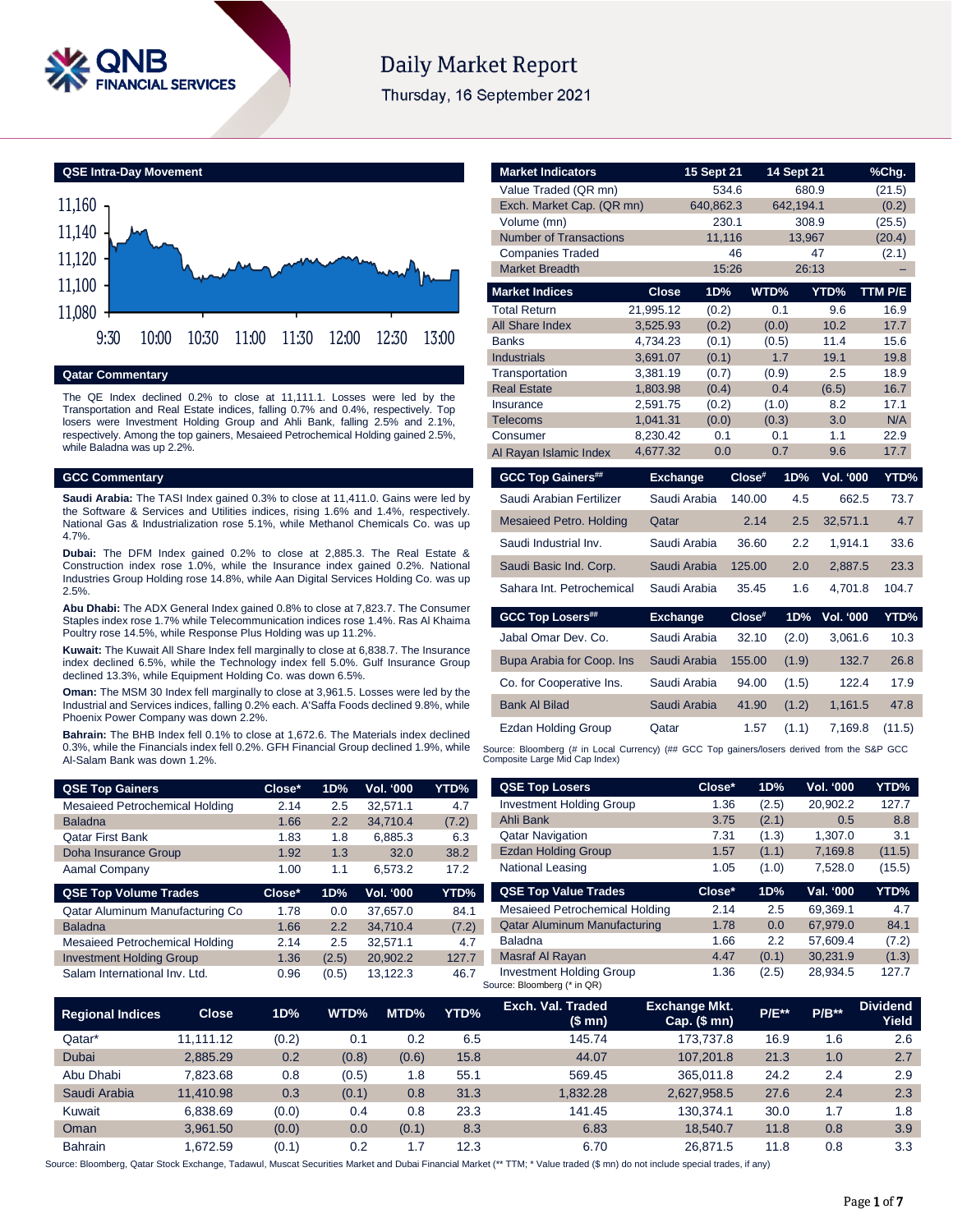# Daily Market Report

Thursday, 16 September 2021

## QSE Intra-Day Movement

11,160
11,140
11,120
11,100
11,080

9:30 10:00 10:30 11:00 11:30 12:00 12:30 13:00

## Qatar Commentary

The QE Index declined 0.2% to close at 11,111.1. Losses were led by the Transportation and Real Estate indices, falling 0.7% and 0.4%, respectively. Top losers were Investment Holding Group and Ahli Bank, falling 2.5% and 2.1%, respectively. Among the top gainers, Mesaieed Petrochemical Holding gained 2.5%, while Baladna was up 2.2%.

## GCC Commentary

**Saudi Arabia:** The TASI Index gained 0.3% to close at 11,411.0. Gains were led by the Software & Services and Utilities indices, rising 1.6% and 1.4%, respectively. National Gas & Industrialization rose 5.1%, while Methanol Chemicals Co. was up 4.7%.

**Dubai:** The DFM Index gained 0.2% to close at 2,885.3. The Real Estate & Construction index rose 1.0%, while the Insurance index gained 0.2%. National Industries Group Holding rose 14.8%, while Aan Digital Services Holding Co. was up 2.5%.

**Abu Dhabi:** The ADX General Index gained 0.8% to close at 7,823.7. The Consumer Staples index rose 1.7% while Telecommunication indices rose 1.4%. Ras Al Khaima Poultry rose 14.5%, while Response Plus Holding was up 11.2%.

**Kuwait:** The Kuwait All Share Index fell marginally to close at 6,838.7. The Insurance index declined 6.5%, while the Technology index fell 5.0%. Gulf Insurance Group declined 13.3%, while Equipment Holding Co. was down 6.5%.

**Oman:** The MSM 30 Index fell marginally to close at 3,961.5. Losses were led by the Industrial and Services indices, falling 0.2% each. A'Saffa Foods declined 9.8%, while Phoenix Power Company was down 2.2%.

**Bahrain:** The BHB Index fell 0.1% to close at 1,672.6. The Materials index declined 0.3%, while the Financials index fell 0.2%. GFH Financial Group declined 1.9%, while Al-Salam Bank was down 1.2%.

| Market Indicators | 15 Sept 21 | 14 Sept 21 | %Chg. |
|---|---|---|---|
| Value Traded (QR mn) | 534.6 | 680.9 | (21.5) |
| Exch. Market Cap. (QR mn) | 640,862.3 | 642,194.1 | (0.2) |
| Volume (mn) | 230.1 | 308.9 | (25.5) |
| Number of Transactions | 11,116 | 13,967 | (20.4) |
| Companies Traded | 46 | 47 | (2.1) |
| Market Breadth | 15:26 | 26:13 | – |

| Market Indices | Close | 1D% | WTD% | YTD% | TTM P/E |
|---|---|---|---|---|---|
| Total Return | 21,995.12 | (0.2) | 0.1 | 9.6 | 16.9 |
| All Share Index | 3,525.93 | (0.2) | (0.0) | 10.2 | 17.7 |
| Banks | 4,734.23 | (0.1) | (0.5) | 11.4 | 15.6 |
| Industrials | 3,691.07 | (0.1) | 1.7 | 19.1 | 19.8 |
| Transportation | 3,381.19 | (0.7) | (0.9) | 2.5 | 18.9 |
| Real Estate | 1,803.98 | (0.4) | 0.4 | (6.5) | 16.7 |
| Insurance | 2,591.75 | (0.2) | (1.0) | 8.2 | 17.1 |
| Telecoms | 1,041.31 | (0.0) | (0.3) | 3.0 | N/A |
| Consumer | 8,230.42 | 0.1 | 0.1 | 1.1 | 22.9 |
| Al Rayan Islamic Index | 4,677.32 | 0.0 | 0.7 | 9.6 | 17.7 |

| GCC Top Gainers## | Exchange | Close# | 1D% | Vol. '000 | YTD% |
|---|---|---|---|---|---|
| Saudi Arabian Fertilizer | Saudi Arabia | 140.00 | 4.5 | 662.5 | 73.7 |
| Mesaieed Petro. Holding | Qatar | 2.14 | 2.5 | 32,571.1 | 4.7 |
| Saudi Industrial Inv. | Saudi Arabia | 36.60 | 2.2 | 1,914.1 | 33.6 |
| Saudi Basic Ind. Corp. | Saudi Arabia | 125.00 | 2.0 | 2,887.5 | 23.3 |
| Sahara Int. Petrochemical | Saudi Arabia | 35.45 | 1.6 | 4,701.8 | 104.7 |

| GCC Top Losers## | Exchange | Close# | 1D% | Vol. '000 | YTD% |
|---|---|---|---|---|---|
| Jabal Omar Dev. Co. | Saudi Arabia | 32.10 | (2.0) | 3,061.6 | 10.3 |
| Bupa Arabia for Coop. Ins | Saudi Arabia | 155.00 | (1.9) | 132.7 | 26.8 |
| Co. for Cooperative Ins. | Saudi Arabia | 94.00 | (1.5) | 122.4 | 17.9 |
| Bank Al Bilad | Saudi Arabia | 41.90 | (1.2) | 1,161.5 | 47.8 |
| Ezdan Holding Group | Qatar | 1.57 | (1.1) | 7,169.8 | (11.5) |

Source: Bloomberg (# in Local Currency) (## GCC Top gainers/losers derived from the S&P GCC Composite Large Mid Cap Index)

| QSE Top Gainers | Close* | 1D% | Vol. '000 | YTD% |
|---|---|---|---|---|
| Mesaieed Petrochemical Holding | 2.14 | 2.5 | 32,571.1 | 4.7 |
| Baladna | 1.66 | 2.2 | 34,710.4 | (7.2) |
| Qatar First Bank | 1.83 | 1.8 | 6,885.3 | 6.3 |
| Doha Insurance Group | 1.92 | 1.3 | 32.0 | 38.2 |
| Aamal Company | 1.00 | 1.1 | 6,573.2 | 17.2 |

| QSE Top Volume Trades | Close* | 1D% | Vol. '000 | YTD% |
|---|---|---|---|---|
| Qatar Aluminum Manufacturing Co | 1.78 | 0.0 | 37,657.0 | 84.1 |
| Baladna | 1.66 | 2.2 | 34,710.4 | (7.2) |
| Mesaieed Petrochemical Holding | 2.14 | 2.5 | 32,571.1 | 4.7 |
| Investment Holding Group | 1.36 | (2.5) | 20,902.2 | 127.7 |
| Salam International Inv. Ltd. | 0.96 | (0.5) | 13,122.3 | 46.7 |

| QSE Top Losers | Close* | 1D% | Vol. '000 | YTD% |
|---|---|---|---|---|
| Investment Holding Group | 1.36 | (2.5) | 20,902.2 | 127.7 |
| Ahli Bank | 3.75 | (2.1) | 0.5 | 8.8 |
| Qatar Navigation | 7.31 | (1.3) | 1,307.0 | 3.1 |
| Ezdan Holding Group | 1.57 | (1.1) | 7,169.8 | (11.5) |
| National Leasing | 1.05 | (1.0) | 7,528.0 | (15.5) |

| QSE Top Value Trades | Close* | 1D% | Val. '000 | YTD% |
|---|---|---|---|---|
| Mesaieed Petrochemical Holding | 2.14 | 2.5 | 69,369.1 | 4.7 |
| Qatar Aluminum Manufacturing | 1.78 | 0.0 | 67,979.0 | 84.1 |
| Baladna | 1.66 | 2.2 | 57,609.4 | (7.2) |
| Masraf Al Rayan | 4.47 | (0.1) | 30,231.9 | (1.3) |
| Investment Holding Group | 1.36 | (2.5) | 28,934.5 | 127.7 |

Source: Bloomberg (* in QR)

| Regional Indices | Close | 1D% | WTD% | MTD% | YTD% | Exch. Val. Traded ($ mn) | Exchange Mkt. Cap. ($ mn) | P/E** | P/B** | Dividend Yield |
|---|---|---|---|---|---|---|---|---|---|---|
| Qatar* | 11,111.12 | (0.2) | 0.1 | 0.2 | 6.5 | 145.74 | 173,737.8 | 16.9 | 1.6 | 2.6 |
| Dubai | 2,885.29 | 0.2 | (0.8) | (0.6) | 15.8 | 44.07 | 107,201.8 | 21.3 | 1.0 | 2.7 |
| Abu Dhabi | 7,823.68 | 0.8 | (0.5) | 1.8 | 55.1 | 569.45 | 365,011.8 | 24.2 | 2.4 | 2.9 |
| Saudi Arabia | 11,410.98 | 0.3 | (0.1) | 0.8 | 31.3 | 1,832.28 | 2,627,958.5 | 27.6 | 2.4 | 2.3 |
| Kuwait | 6,838.69 | (0.0) | 0.4 | 0.8 | 23.3 | 141.45 | 130,374.1 | 30.0 | 1.7 | 1.8 |
| Oman | 3,961.50 | (0.0) | 0.0 | (0.1) | 8.3 | 6.83 | 18,540.7 | 11.8 | 0.8 | 3.9 |
| Bahrain | 1,672.59 | (0.1) | 0.2 | 1.7 | 12.3 | 6.70 | 26,871.5 | 11.8 | 0.8 | 3.3 |

Source: Bloomberg, Qatar Stock Exchange, Tadawul, Muscat Securities Market and Dubai Financial Market (** TTM; * Value traded ($ mn) do not include special trades, if any)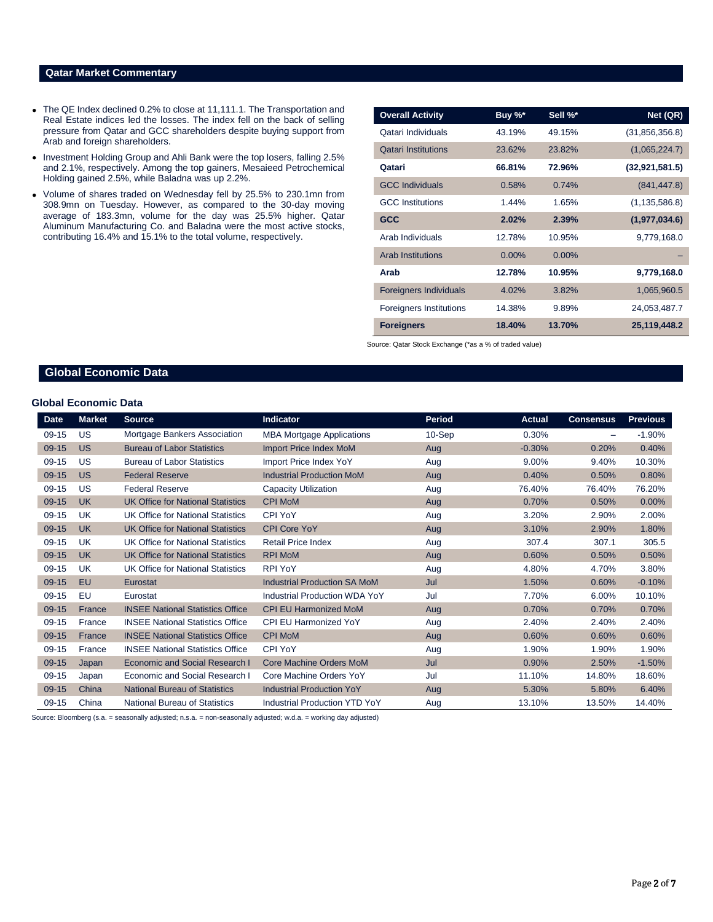## Qatar Market Commentary

- The QE Index declined 0.2% to close at 11,111.1. The Transportation and Real Estate indices led the losses. The index fell on the back of selling pressure from Qatar and GCC shareholders despite buying support from Arab and foreign shareholders.
- Investment Holding Group and Ahli Bank were the top losers, falling 2.5% and 2.1%, respectively. Among the top gainers, Mesaieed Petrochemical Holding gained 2.5%, while Baladna was up 2.2%.
- Volume of shares traded on Wednesday fell by 25.5% to 230.1mn from 308.9mn on Tuesday. However, as compared to the 30-day moving average of 183.3mn, volume for the day was 25.5% higher. Qatar Aluminum Manufacturing Co. and Baladna were the most active stocks, contributing 16.4% and 15.1% to the total volume, respectively.

| Overall Activity | Buy %* | Sell %* | Net (QR) |
|---|---|---|---|
| Qatari Individuals | 43.19% | 49.15% | (31,856,356.8) |
| Qatari Institutions | 23.62% | 23.82% | (1,065,224.7) |
| **Qatari** | **66.81%** | **72.96%** | **(32,921,581.5)** |
| GCC Individuals | 0.58% | 0.74% | (841,447.8) |
| GCC Institutions | 1.44% | 1.65% | (1,135,586.8) |
| **GCC** | **2.02%** | **2.39%** | **(1,977,034.6)** |
| Arab Individuals | 12.78% | 10.95% | 9,779,168.0 |
| Arab Institutions | 0.00% | 0.00% | – |
| **Arab** | **12.78%** | **10.95%** | **9,779,168.0** |
| Foreigners Individuals | 4.02% | 3.82% | 1,065,960.5 |
| Foreigners Institutions | 14.38% | 9.89% | 24,053,487.7 |
| **Foreigners** | **18.40%** | **13.70%** | **25,119,448.2** |

Source: Qatar Stock Exchange (*as a % of traded value)

## Global Economic Data

### Global Economic Data

| Date | Market | Source | Indicator | Period | Actual | Consensus | Previous |
|---|---|---|---|---|---|---|---|
| 09-15 | US | Mortgage Bankers Association | MBA Mortgage Applications | 10-Sep | 0.30% | – | -1.90% |
| 09-15 | US | Bureau of Labor Statistics | Import Price Index MoM | Aug | -0.30% | 0.20% | 0.40% |
| 09-15 | US | Bureau of Labor Statistics | Import Price Index YoY | Aug | 9.00% | 9.40% | 10.30% |
| 09-15 | US | Federal Reserve | Industrial Production MoM | Aug | 0.40% | 0.50% | 0.80% |
| 09-15 | US | Federal Reserve | Capacity Utilization | Aug | 76.40% | 76.40% | 76.20% |
| 09-15 | UK | UK Office for National Statistics | CPI MoM | Aug | 0.70% | 0.50% | 0.00% |
| 09-15 | UK | UK Office for National Statistics | CPI YoY | Aug | 3.20% | 2.90% | 2.00% |
| 09-15 | UK | UK Office for National Statistics | CPI Core YoY | Aug | 3.10% | 2.90% | 1.80% |
| 09-15 | UK | UK Office for National Statistics | Retail Price Index | Aug | 307.4 | 307.1 | 305.5 |
| 09-15 | UK | UK Office for National Statistics | RPI MoM | Aug | 0.60% | 0.50% | 0.50% |
| 09-15 | UK | UK Office for National Statistics | RPI YoY | Aug | 4.80% | 4.70% | 3.80% |
| 09-15 | EU | Eurostat | Industrial Production SA MoM | Jul | 1.50% | 0.60% | -0.10% |
| 09-15 | EU | Eurostat | Industrial Production WDA YoY | Jul | 7.70% | 6.00% | 10.10% |
| 09-15 | France | INSEE National Statistics Office | CPI EU Harmonized MoM | Aug | 0.70% | 0.70% | 0.70% |
| 09-15 | France | INSEE National Statistics Office | CPI EU Harmonized YoY | Aug | 2.40% | 2.40% | 2.40% |
| 09-15 | France | INSEE National Statistics Office | CPI MoM | Aug | 0.60% | 0.60% | 0.60% |
| 09-15 | France | INSEE National Statistics Office | CPI YoY | Aug | 1.90% | 1.90% | 1.90% |
| 09-15 | Japan | Economic and Social Research I | Core Machine Orders MoM | Jul | 0.90% | 2.50% | -1.50% |
| 09-15 | Japan | Economic and Social Research I | Core Machine Orders YoY | Jul | 11.10% | 14.80% | 18.60% |
| 09-15 | China | National Bureau of Statistics | Industrial Production YoY | Aug | 5.30% | 5.80% | 6.40% |
| 09-15 | China | National Bureau of Statistics | Industrial Production YTD YoY | Aug | 13.10% | 13.50% | 14.40% |

Source: Bloomberg (s.a. = seasonally adjusted; n.s.a. = non-seasonally adjusted; w.d.a. = working day adjusted)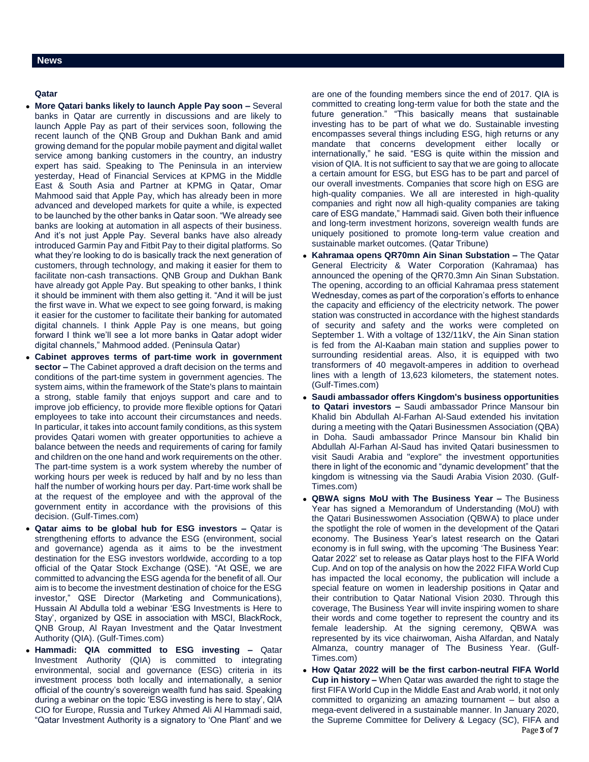## News

### Qatar

- **More Qatari banks likely to launch Apple Pay soon –** Several banks in Qatar are currently in discussions and are likely to launch Apple Pay as part of their services soon, following the recent launch of the QNB Group and Dukhan Bank and amid growing demand for the popular mobile payment and digital wallet service among banking customers in the country, an industry expert has said. Speaking to The Peninsula in an interview yesterday, Head of Financial Services at KPMG in the Middle East & South Asia and Partner at KPMG in Qatar, Omar Mahmood said that Apple Pay, which has already been in more advanced and developed markets for quite a while, is expected to be launched by the other banks in Qatar soon. "We already see banks are looking at automation in all aspects of their business. And it's not just Apple Pay. Several banks have also already introduced Garmin Pay and Fitbit Pay to their digital platforms. So what they're looking to do is basically track the next generation of customers, through technology, and making it easier for them to facilitate non-cash transactions. QNB Group and Dukhan Bank have already got Apple Pay. But speaking to other banks, I think it should be imminent with them also getting it. "And it will be just the first wave in. What we expect to see going forward, is making it easier for the customer to facilitate their banking for automated digital channels. I think Apple Pay is one means, but going forward I think we'll see a lot more banks in Qatar adopt wider digital channels," Mahmood added. (Peninsula Qatar)
- **Cabinet approves terms of part-time work in government sector –** The Cabinet approved a draft decision on the terms and conditions of the part-time system in government agencies. The system aims, within the framework of the State's plans to maintain a strong, stable family that enjoys support and care and to improve job efficiency, to provide more flexible options for Qatari employees to take into account their circumstances and needs. In particular, it takes into account family conditions, as this system provides Qatari women with greater opportunities to achieve a balance between the needs and requirements of caring for family and children on the one hand and work requirements on the other. The part-time system is a work system whereby the number of working hours per week is reduced by half and by no less than half the number of working hours per day. Part-time work shall be at the request of the employee and with the approval of the government entity in accordance with the provisions of this decision. (Gulf-Times.com)
- **Qatar aims to be global hub for ESG investors –** Qatar is strengthening efforts to advance the ESG (environment, social and governance) agenda as it aims to be the investment destination for the ESG investors worldwide, according to a top official of the Qatar Stock Exchange (QSE). "At QSE, we are committed to advancing the ESG agenda for the benefit of all. Our aim is to become the investment destination of choice for the ESG investor," QSE Director (Marketing and Communications), Hussain Al Abdulla told a webinar 'ESG Investments is Here to Stay', organized by QSE in association with MSCI, BlackRock, QNB Group, Al Rayan Investment and the Qatar Investment Authority (QIA). (Gulf-Times.com)
- **Hammadi: QIA committed to ESG investing –** Qatar Investment Authority (QIA) is committed to integrating environmental, social and governance (ESG) criteria in its investment process both locally and internationally, a senior official of the country's sovereign wealth fund has said. Speaking during a webinar on the topic 'ESG investing is here to stay', QIA CIO for Europe, Russia and Turkey Ahmed Ali Al Hammadi said, "Qatar Investment Authority is a signatory to 'One Plant' and we are one of the founding members since the end of 2017. QIA is committed to creating long-term value for both the state and the future generation." "This basically means that sustainable investing has to be part of what we do. Sustainable investing encompasses several things including ESG, high returns or any mandate that concerns development either locally or internationally," he said. "ESG is quite within the mission and vision of QIA. It is not sufficient to say that we are going to allocate a certain amount for ESG, but ESG has to be part and parcel of our overall investments. Companies that score high on ESG are high-quality companies. We all are interested in high-quality companies and right now all high-quality companies are taking care of ESG mandate," Hammadi said. Given both their influence and long-term investment horizons, sovereign wealth funds are uniquely positioned to promote long-term value creation and sustainable market outcomes. (Qatar Tribune)
- **Kahramaa opens QR70mn Ain Sinan Substation –** The Qatar General Electricity & Water Corporation (Kahramaa) has announced the opening of the QR70.3mn Ain Sinan Substation. The opening, according to an official Kahramaa press statement Wednesday, comes as part of the corporation's efforts to enhance the capacity and efficiency of the electricity network. The power station was constructed in accordance with the highest standards of security and safety and the works were completed on September 1. With a voltage of 132/11kV, the Ain Sinan station is fed from the Al-Kaaban main station and supplies power to surrounding residential areas. Also, it is equipped with two transformers of 40 megavolt-amperes in addition to overhead lines with a length of 13,623 kilometers, the statement notes. (Gulf-Times.com)
- **Saudi ambassador offers Kingdom's business opportunities to Qatari investors –** Saudi ambassador Prince Mansour bin Khalid bin Abdullah Al-Farhan Al-Saud extended his invitation during a meeting with the Qatari Businessmen Association (QBA) in Doha. Saudi ambassador Prince Mansour bin Khalid bin Abdullah Al-Farhan Al-Saud has invited Qatari businessmen to visit Saudi Arabia and "explore" the investment opportunities there in light of the economic and "dynamic development" that the kingdom is witnessing via the Saudi Arabia Vision 2030. (Gulf-Times.com)
- **QBWA signs MoU with The Business Year –** The Business Year has signed a Memorandum of Understanding (MoU) with the Qatari Businesswomen Association (QBWA) to place under the spotlight the role of women in the development of the Qatari economy. The Business Year's latest research on the Qatari economy is in full swing, with the upcoming 'The Business Year: Qatar 2022' set to release as Qatar plays host to the FIFA World Cup. And on top of the analysis on how the 2022 FIFA World Cup has impacted the local economy, the publication will include a special feature on women in leadership positions in Qatar and their contribution to Qatar National Vision 2030. Through this coverage, The Business Year will invite inspiring women to share their words and come together to represent the country and its female leadership. At the signing ceremony, QBWA was represented by its vice chairwoman, Aisha Alfardan, and Nataly Almanza, country manager of The Business Year. (Gulf-Times.com)
- **How Qatar 2022 will be the first carbon-neutral FIFA World Cup in history –** When Qatar was awarded the right to stage the first FIFA World Cup in the Middle East and Arab world, it not only committed to organizing an amazing tournament – but also a mega-event delivered in a sustainable manner. In January 2020, the Supreme Committee for Delivery & Legacy (SC), FIFA and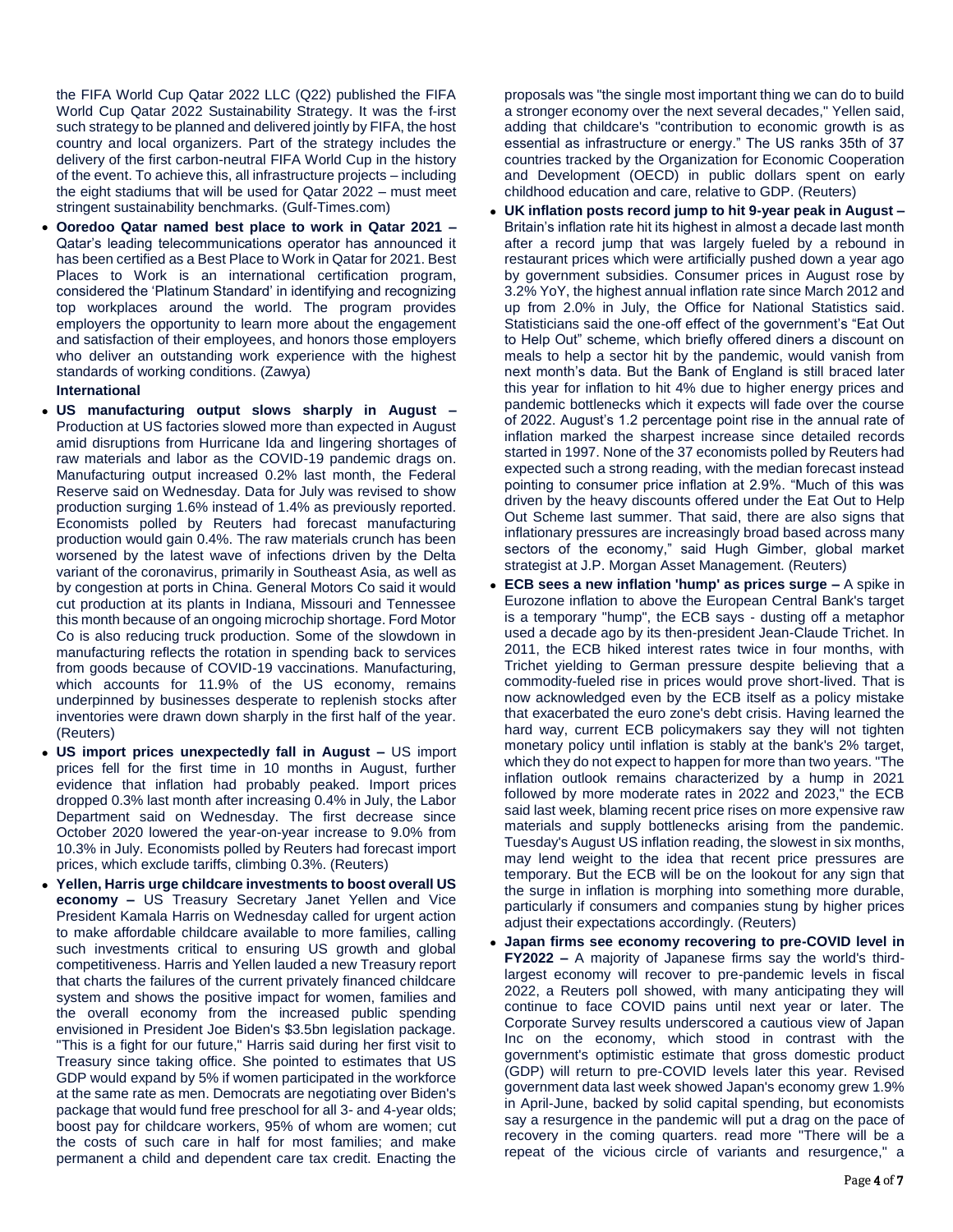the FIFA World Cup Qatar 2022 LLC (Q22) published the FIFA World Cup Qatar 2022 Sustainability Strategy. It was the f-irst such strategy to be planned and delivered jointly by FIFA, the host country and local organizers. Part of the strategy includes the delivery of the first carbon-neutral FIFA World Cup in the history of the event. To achieve this, all infrastructure projects – including the eight stadiums that will be used for Qatar 2022 – must meet stringent sustainability benchmarks. (Gulf-Times.com)

- **Ooredoo Qatar named best place to work in Qatar 2021 –** Qatar's leading telecommunications operator has announced it has been certified as a Best Place to Work in Qatar for 2021. Best Places to Work is an international certification program, considered the 'Platinum Standard' in identifying and recognizing top workplaces around the world. The program provides employers the opportunity to learn more about the engagement and satisfaction of their employees, and honors those employers who deliver an outstanding work experience with the highest standards of working conditions. (Zawya)

**International**

- **US manufacturing output slows sharply in August –** Production at US factories slowed more than expected in August amid disruptions from Hurricane Ida and lingering shortages of raw materials and labor as the COVID-19 pandemic drags on. Manufacturing output increased 0.2% last month, the Federal Reserve said on Wednesday. Data for July was revised to show production surging 1.6% instead of 1.4% as previously reported. Economists polled by Reuters had forecast manufacturing production would gain 0.4%. The raw materials crunch has been worsened by the latest wave of infections driven by the Delta variant of the coronavirus, primarily in Southeast Asia, as well as by congestion at ports in China. General Motors Co said it would cut production at its plants in Indiana, Missouri and Tennessee this month because of an ongoing microchip shortage. Ford Motor Co is also reducing truck production. Some of the slowdown in manufacturing reflects the rotation in spending back to services from goods because of COVID-19 vaccinations. Manufacturing, which accounts for 11.9% of the US economy, remains underpinned by businesses desperate to replenish stocks after inventories were drawn down sharply in the first half of the year. (Reuters)
- **US import prices unexpectedly fall in August –** US import prices fell for the first time in 10 months in August, further evidence that inflation had probably peaked. Import prices dropped 0.3% last month after increasing 0.4% in July, the Labor Department said on Wednesday. The first decrease since October 2020 lowered the year-on-year increase to 9.0% from 10.3% in July. Economists polled by Reuters had forecast import prices, which exclude tariffs, climbing 0.3%. (Reuters)
- **Yellen, Harris urge childcare investments to boost overall US economy –** US Treasury Secretary Janet Yellen and Vice President Kamala Harris on Wednesday called for urgent action to make affordable childcare available to more families, calling such investments critical to ensuring US growth and global competitiveness. Harris and Yellen lauded a new Treasury report that charts the failures of the current privately financed childcare system and shows the positive impact for women, families and the overall economy from the increased public spending envisioned in President Joe Biden's $3.5bn legislation package. "This is a fight for our future," Harris said during her first visit to Treasury since taking office. She pointed to estimates that US GDP would expand by 5% if women participated in the workforce at the same rate as men. Democrats are negotiating over Biden's package that would fund free preschool for all 3- and 4-year olds; boost pay for childcare workers, 95% of whom are women; cut the costs of such care in half for most families; and make permanent a child and dependent care tax credit. Enacting the proposals was "the single most important thing we can do to build a stronger economy over the next several decades," Yellen said, adding that childcare's "contribution to economic growth is as essential as infrastructure or energy." The US ranks 35th of 37 countries tracked by the Organization for Economic Cooperation and Development (OECD) in public dollars spent on early childhood education and care, relative to GDP. (Reuters)
- **UK inflation posts record jump to hit 9-year peak in August –** Britain's inflation rate hit its highest in almost a decade last month after a record jump that was largely fueled by a rebound in restaurant prices which were artificially pushed down a year ago by government subsidies. Consumer prices in August rose by 3.2% YoY, the highest annual inflation rate since March 2012 and up from 2.0% in July, the Office for National Statistics said. Statisticians said the one-off effect of the government's "Eat Out to Help Out" scheme, which briefly offered diners a discount on meals to help a sector hit by the pandemic, would vanish from next month's data. But the Bank of England is still braced later this year for inflation to hit 4% due to higher energy prices and pandemic bottlenecks which it expects will fade over the course of 2022. August's 1.2 percentage point rise in the annual rate of inflation marked the sharpest increase since detailed records started in 1997. None of the 37 economists polled by Reuters had expected such a strong reading, with the median forecast instead pointing to consumer price inflation at 2.9%. "Much of this was driven by the heavy discounts offered under the Eat Out to Help Out Scheme last summer. That said, there are also signs that inflationary pressures are increasingly broad based across many sectors of the economy," said Hugh Gimber, global market strategist at J.P. Morgan Asset Management. (Reuters)
- **ECB sees a new inflation 'hump' as prices surge –** A spike in Eurozone inflation to above the European Central Bank's target is a temporary "hump", the ECB says - dusting off a metaphor used a decade ago by its then-president Jean-Claude Trichet. In 2011, the ECB hiked interest rates twice in four months, with Trichet yielding to German pressure despite believing that a commodity-fueled rise in prices would prove short-lived. That is now acknowledged even by the ECB itself as a policy mistake that exacerbated the euro zone's debt crisis. Having learned the hard way, current ECB policymakers say they will not tighten monetary policy until inflation is stably at the bank's 2% target, which they do not expect to happen for more than two years. "The inflation outlook remains characterized by a hump in 2021 followed by more moderate rates in 2022 and 2023," the ECB said last week, blaming recent price rises on more expensive raw materials and supply bottlenecks arising from the pandemic. Tuesday's August US inflation reading, the slowest in six months, may lend weight to the idea that recent price pressures are temporary. But the ECB will be on the lookout for any sign that the surge in inflation is morphing into something more durable, particularly if consumers and companies stung by higher prices adjust their expectations accordingly. (Reuters)
- **Japan firms see economy recovering to pre-COVID level in FY2022 –** A majority of Japanese firms say the world's third-largest economy will recover to pre-pandemic levels in fiscal 2022, a Reuters poll showed, with many anticipating they will continue to face COVID pains until next year or later. The Corporate Survey results underscored a cautious view of Japan Inc on the economy, which stood in contrast with the government's optimistic estimate that gross domestic product (GDP) will return to pre-COVID levels later this year. Revised government data last week showed Japan's economy grew 1.9% in April-June, backed by solid capital spending, but economists say a resurgence in the pandemic will put a drag on the pace of recovery in the coming quarters. read more "There will be a repeat of the vicious circle of variants and resurgence," a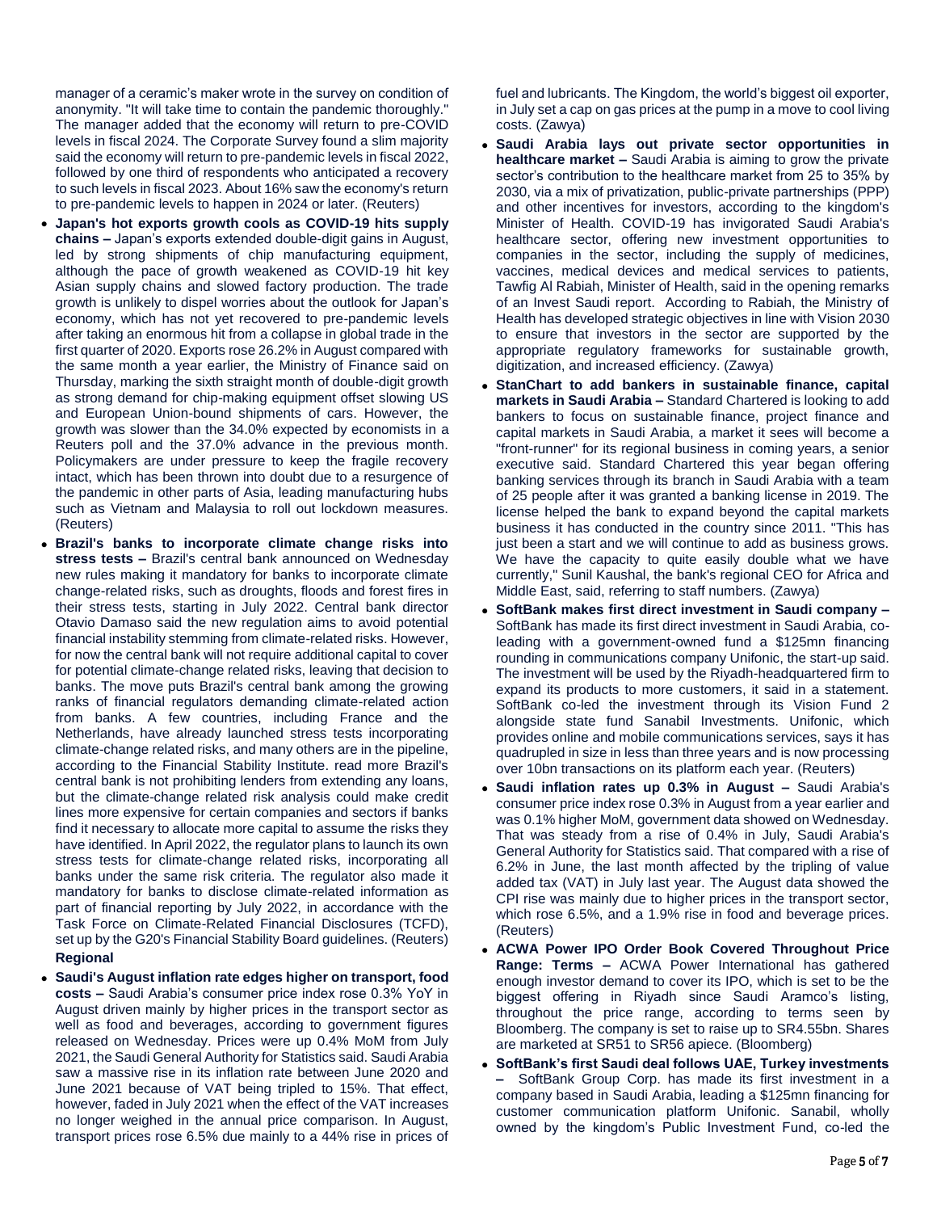manager of a ceramic's maker wrote in the survey on condition of anonymity. "It will take time to contain the pandemic thoroughly." The manager added that the economy will return to pre-COVID levels in fiscal 2024. The Corporate Survey found a slim majority said the economy will return to pre-pandemic levels in fiscal 2022, followed by one third of respondents who anticipated a recovery to such levels in fiscal 2023. About 16% saw the economy's return to pre-pandemic levels to happen in 2024 or later. (Reuters)

- **Japan's hot exports growth cools as COVID-19 hits supply chains –** Japan's exports extended double-digit gains in August, led by strong shipments of chip manufacturing equipment, although the pace of growth weakened as COVID-19 hit key Asian supply chains and slowed factory production. The trade growth is unlikely to dispel worries about the outlook for Japan's economy, which has not yet recovered to pre-pandemic levels after taking an enormous hit from a collapse in global trade in the first quarter of 2020. Exports rose 26.2% in August compared with the same month a year earlier, the Ministry of Finance said on Thursday, marking the sixth straight month of double-digit growth as strong demand for chip-making equipment offset slowing US and European Union-bound shipments of cars. However, the growth was slower than the 34.0% expected by economists in a Reuters poll and the 37.0% advance in the previous month. Policymakers are under pressure to keep the fragile recovery intact, which has been thrown into doubt due to a resurgence of the pandemic in other parts of Asia, leading manufacturing hubs such as Vietnam and Malaysia to roll out lockdown measures. (Reuters)
- **Brazil's banks to incorporate climate change risks into stress tests –** Brazil's central bank announced on Wednesday new rules making it mandatory for banks to incorporate climate change-related risks, such as droughts, floods and forest fires in their stress tests, starting in July 2022. Central bank director Otavio Damaso said the new regulation aims to avoid potential financial instability stemming from climate-related risks. However, for now the central bank will not require additional capital to cover for potential climate-change related risks, leaving that decision to banks. The move puts Brazil's central bank among the growing ranks of financial regulators demanding climate-related action from banks. A few countries, including France and the Netherlands, have already launched stress tests incorporating climate-change related risks, and many others are in the pipeline, according to the Financial Stability Institute. read more Brazil's central bank is not prohibiting lenders from extending any loans, but the climate-change related risk analysis could make credit lines more expensive for certain companies and sectors if banks find it necessary to allocate more capital to assume the risks they have identified. In April 2022, the regulator plans to launch its own stress tests for climate-change related risks, incorporating all banks under the same risk criteria. The regulator also made it mandatory for banks to disclose climate-related information as part of financial reporting by July 2022, in accordance with the Task Force on Climate-Related Financial Disclosures (TCFD), set up by the G20's Financial Stability Board guidelines. (Reuters)

**Regional**

- **Saudi's August inflation rate edges higher on transport, food costs –** Saudi Arabia's consumer price index rose 0.3% YoY in August driven mainly by higher prices in the transport sector as well as food and beverages, according to government figures released on Wednesday. Prices were up 0.4% MoM from July 2021, the Saudi General Authority for Statistics said. Saudi Arabia saw a massive rise in its inflation rate between June 2020 and June 2021 because of VAT being tripled to 15%. That effect, however, faded in July 2021 when the effect of the VAT increases no longer weighed in the annual price comparison. In August, transport prices rose 6.5% due mainly to a 44% rise in prices of fuel and lubricants. The Kingdom, the world's biggest oil exporter, in July set a cap on gas prices at the pump in a move to cool living costs. (Zawya)
- **Saudi Arabia lays out private sector opportunities in healthcare market –** Saudi Arabia is aiming to grow the private sector's contribution to the healthcare market from 25 to 35% by 2030, via a mix of privatization, public-private partnerships (PPP) and other incentives for investors, according to the kingdom's Minister of Health. COVID-19 has invigorated Saudi Arabia's healthcare sector, offering new investment opportunities to companies in the sector, including the supply of medicines, vaccines, medical devices and medical services to patients, Tawfig Al Rabiah, Minister of Health, said in the opening remarks of an Invest Saudi report. According to Rabiah, the Ministry of Health has developed strategic objectives in line with Vision 2030 to ensure that investors in the sector are supported by the appropriate regulatory frameworks for sustainable growth, digitization, and increased efficiency. (Zawya)
- **StanChart to add bankers in sustainable finance, capital markets in Saudi Arabia –** Standard Chartered is looking to add bankers to focus on sustainable finance, project finance and capital markets in Saudi Arabia, a market it sees will become a "front-runner" for its regional business in coming years, a senior executive said. Standard Chartered this year began offering banking services through its branch in Saudi Arabia with a team of 25 people after it was granted a banking license in 2019. The license helped the bank to expand beyond the capital markets business it has conducted in the country since 2011. "This has just been a start and we will continue to add as business grows. We have the capacity to quite easily double what we have currently," Sunil Kaushal, the bank's regional CEO for Africa and Middle East, said, referring to staff numbers. (Zawya)
- **SoftBank makes first direct investment in Saudi company –** SoftBank has made its first direct investment in Saudi Arabia, co-leading with a government-owned fund a $125mn financing rounding in communications company Unifonic, the start-up said. The investment will be used by the Riyadh-headquartered firm to expand its products to more customers, it said in a statement. SoftBank co-led the investment through its Vision Fund 2 alongside state fund Sanabil Investments. Unifonic, which provides online and mobile communications services, says it has quadrupled in size in less than three years and is now processing over 10bn transactions on its platform each year. (Reuters)
- **Saudi inflation rates up 0.3% in August –** Saudi Arabia's consumer price index rose 0.3% in August from a year earlier and was 0.1% higher MoM, government data showed on Wednesday. That was steady from a rise of 0.4% in July, Saudi Arabia's General Authority for Statistics said. That compared with a rise of 6.2% in June, the last month affected by the tripling of value added tax (VAT) in July last year. The August data showed the CPI rise was mainly due to higher prices in the transport sector, which rose 6.5%, and a 1.9% rise in food and beverage prices. (Reuters)
- **ACWA Power IPO Order Book Covered Throughout Price Range: Terms –** ACWA Power International has gathered enough investor demand to cover its IPO, which is set to be the biggest offering in Riyadh since Saudi Aramco's listing, throughout the price range, according to terms seen by Bloomberg. The company is set to raise up to SR4.55bn. Shares are marketed at SR51 to SR56 apiece. (Bloomberg)
- **SoftBank's first Saudi deal follows UAE, Turkey investments –** SoftBank Group Corp. has made its first investment in a company based in Saudi Arabia, leading a $125mn financing for customer communication platform Unifonic. Sanabil, wholly owned by the kingdom's Public Investment Fund, co-led the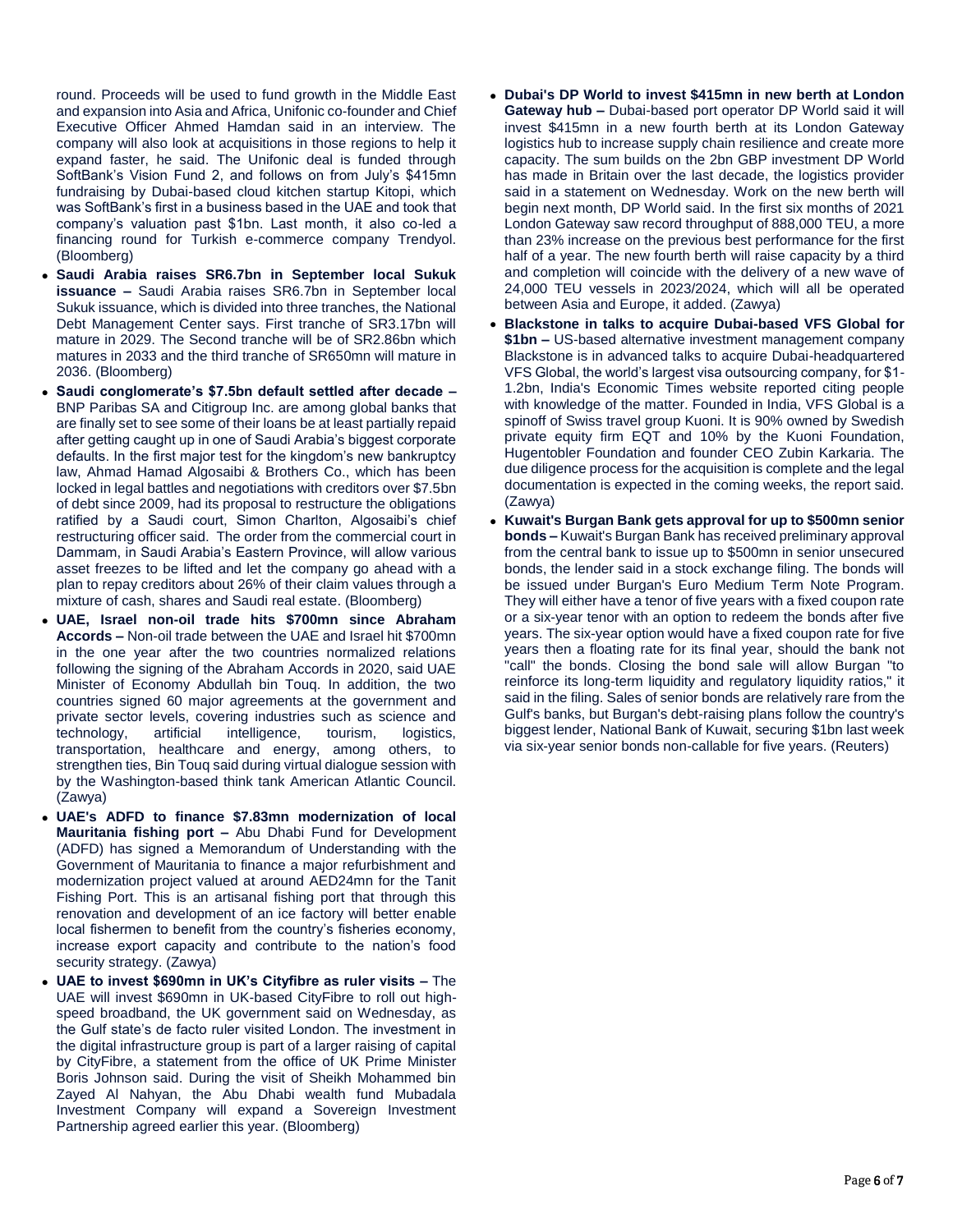round. Proceeds will be used to fund growth in the Middle East and expansion into Asia and Africa, Unifonic co-founder and Chief Executive Officer Ahmed Hamdan said in an interview. The company will also look at acquisitions in those regions to help it expand faster, he said. The Unifonic deal is funded through SoftBank's Vision Fund 2, and follows on from July's $415mn fundraising by Dubai-based cloud kitchen startup Kitopi, which was SoftBank's first in a business based in the UAE and took that company's valuation past $1bn. Last month, it also co-led a financing round for Turkish e-commerce company Trendyol. (Bloomberg)

- **Saudi Arabia raises SR6.7bn in September local Sukuk issuance –** Saudi Arabia raises SR6.7bn in September local Sukuk issuance, which is divided into three tranches, the National Debt Management Center says. First tranche of SR3.17bn will mature in 2029. The Second tranche will be of SR2.86bn which matures in 2033 and the third tranche of SR650mn will mature in 2036. (Bloomberg)
- **Saudi conglomerate's $7.5bn default settled after decade –** BNP Paribas SA and Citigroup Inc. are among global banks that are finally set to see some of their loans be at least partially repaid after getting caught up in one of Saudi Arabia's biggest corporate defaults. In the first major test for the kingdom's new bankruptcy law, Ahmad Hamad Algosaibi & Brothers Co., which has been locked in legal battles and negotiations with creditors over $7.5bn of debt since 2009, had its proposal to restructure the obligations ratified by a Saudi court, Simon Charlton, Algosaibi's chief restructuring officer said. The order from the commercial court in Dammam, in Saudi Arabia's Eastern Province, will allow various asset freezes to be lifted and let the company go ahead with a plan to repay creditors about 26% of their claim values through a mixture of cash, shares and Saudi real estate. (Bloomberg)
- **UAE, Israel non-oil trade hits $700mn since Abraham Accords –** Non-oil trade between the UAE and Israel hit $700mn in the one year after the two countries normalized relations following the signing of the Abraham Accords in 2020, said UAE Minister of Economy Abdullah bin Touq. In addition, the two countries signed 60 major agreements at the government and private sector levels, covering industries such as science and technology, artificial intelligence, tourism, logistics, transportation, healthcare and energy, among others, to strengthen ties, Bin Touq said during virtual dialogue session with by the Washington-based think tank American Atlantic Council. (Zawya)
- **UAE's ADFD to finance $7.83mn modernization of local Mauritania fishing port –** Abu Dhabi Fund for Development (ADFD) has signed a Memorandum of Understanding with the Government of Mauritania to finance a major refurbishment and modernization project valued at around AED24mn for the Tanit Fishing Port. This is an artisanal fishing port that through this renovation and development of an ice factory will better enable local fishermen to benefit from the country's fisheries economy, increase export capacity and contribute to the nation's food security strategy. (Zawya)
- **UAE to invest $690mn in UK's Cityfibre as ruler visits –** The UAE will invest $690mn in UK-based CityFibre to roll out high-speed broadband, the UK government said on Wednesday, as the Gulf state's de facto ruler visited London. The investment in the digital infrastructure group is part of a larger raising of capital by CityFibre, a statement from the office of UK Prime Minister Boris Johnson said. During the visit of Sheikh Mohammed bin Zayed Al Nahyan, the Abu Dhabi wealth fund Mubadala Investment Company will expand a Sovereign Investment Partnership agreed earlier this year. (Bloomberg)
- **Dubai's DP World to invest $415mn in new berth at London Gateway hub –** Dubai-based port operator DP World said it will invest $415mn in a new fourth berth at its London Gateway logistics hub to increase supply chain resilience and create more capacity. The sum builds on the 2bn GBP investment DP World has made in Britain over the last decade, the logistics provider said in a statement on Wednesday. Work on the new berth will begin next month, DP World said. In the first six months of 2021 London Gateway saw record throughput of 888,000 TEU, a more than 23% increase on the previous best performance for the first half of a year. The new fourth berth will raise capacity by a third and completion will coincide with the delivery of a new wave of 24,000 TEU vessels in 2023/2024, which will all be operated between Asia and Europe, it added. (Zawya)
- **Blackstone in talks to acquire Dubai-based VFS Global for $1bn –** US-based alternative investment management company Blackstone is in advanced talks to acquire Dubai-headquartered VFS Global, the world's largest visa outsourcing company, for $1-1.2bn, India's Economic Times website reported citing people with knowledge of the matter. Founded in India, VFS Global is a spinoff of Swiss travel group Kuoni. It is 90% owned by Swedish private equity firm EQT and 10% by the Kuoni Foundation, Hugentobler Foundation and founder CEO Zubin Karkaria. The due diligence process for the acquisition is complete and the legal documentation is expected in the coming weeks, the report said. (Zawya)
- **Kuwait's Burgan Bank gets approval for up to $500mn senior bonds –** Kuwait's Burgan Bank has received preliminary approval from the central bank to issue up to $500mn in senior unsecured bonds, the lender said in a stock exchange filing. The bonds will be issued under Burgan's Euro Medium Term Note Program. They will either have a tenor of five years with a fixed coupon rate or a six-year tenor with an option to redeem the bonds after five years. The six-year option would have a fixed coupon rate for five years then a floating rate for its final year, should the bank not "call" the bonds. Closing the bond sale will allow Burgan "to reinforce its long-term liquidity and regulatory liquidity ratios," it said in the filing. Sales of senior bonds are relatively rare from the Gulf's banks, but Burgan's debt-raising plans follow the country's biggest lender, National Bank of Kuwait, securing $1bn last week via six-year senior bonds non-callable for five years. (Reuters)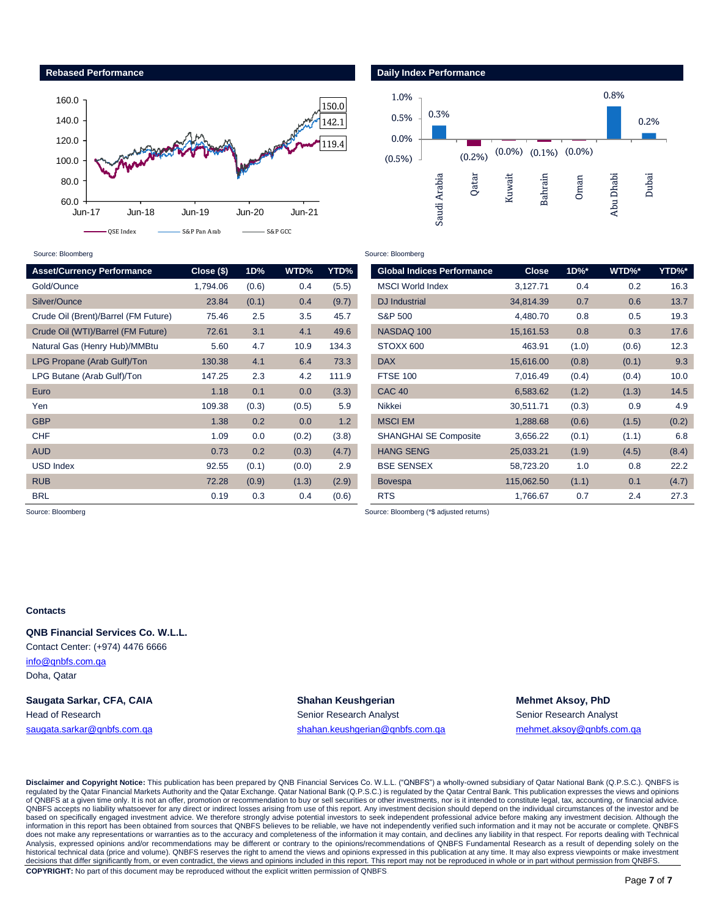## Rebased Performance

160.0
140.0
120.0
100.0
80.0
60.0
Jun-17
Jun-18
Jun-19
Jun-20
Jun-21
150.0
142.1
119.4
QSE Index
S&P Pan Arab
S&P GCC

Source: Bloomberg

## Daily Index Performance

1.0%
0.5%
0.0%
(0.5%)
0.3%
(0.2%)
(0.0%)
(0.1%)
(0.0%)
0.8%
0.2%
Saudi Arabia
Qatar
Kuwait
Bahrain
Oman
Abu Dhabi
Dubai

Source: Bloomberg

| Asset/Currency Performance | Close ($) | 1D% | WTD% | YTD% |
|---|---|---|---|---|
| Gold/Ounce | 1,794.06 | (0.6) | 0.4 | (5.5) |
| Silver/Ounce | 23.84 | (0.1) | 0.4 | (9.7) |
| Crude Oil (Brent)/Barrel (FM Future) | 75.46 | 2.5 | 3.5 | 45.7 |
| Crude Oil (WTI)/Barrel (FM Future) | 72.61 | 3.1 | 4.1 | 49.6 |
| Natural Gas (Henry Hub)/MMBtu | 5.60 | 4.7 | 10.9 | 134.3 |
| LPG Propane (Arab Gulf)/Ton | 130.38 | 4.1 | 6.4 | 73.3 |
| LPG Butane (Arab Gulf)/Ton | 147.25 | 2.3 | 4.2 | 111.9 |
| Euro | 1.18 | 0.1 | 0.0 | (3.3) |
| Yen | 109.38 | (0.3) | (0.5) | 5.9 |
| GBP | 1.38 | 0.2 | 0.0 | 1.2 |
| CHF | 1.09 | 0.0 | (0.2) | (3.8) |
| AUD | 0.73 | 0.2 | (0.3) | (4.7) |
| USD Index | 92.55 | (0.1) | (0.0) | 2.9 |
| RUB | 72.28 | (0.9) | (1.3) | (2.9) |
| BRL | 0.19 | 0.3 | 0.4 | (0.6) |

Source: Bloomberg

| Global Indices Performance | Close | 1D%* | WTD%* | YTD%* |
|---|---|---|---|---|
| MSCI World Index | 3,127.71 | 0.4 | 0.2 | 16.3 |
| DJ Industrial | 34,814.39 | 0.7 | 0.6 | 13.7 |
| S&P 500 | 4,480.70 | 0.8 | 0.5 | 19.3 |
| NASDAQ 100 | 15,161.53 | 0.8 | 0.3 | 17.6 |
| STOXX 600 | 463.91 | (1.0) | (0.6) | 12.3 |
| DAX | 15,616.00 | (0.8) | (0.1) | 9.3 |
| FTSE 100 | 7,016.49 | (0.4) | (0.4) | 10.0 |
| CAC 40 | 6,583.62 | (1.2) | (1.3) | 14.5 |
| Nikkei | 30,511.71 | (0.3) | 0.9 | 4.9 |
| MSCI EM | 1,288.68 | (0.6) | (1.5) | (0.2) |
| SHANGHAI SE Composite | 3,656.22 | (0.1) | (1.1) | 6.8 |
| HANG SENG | 25,033.21 | (1.9) | (4.5) | (8.4) |
| BSE SENSEX | 58,723.20 | 1.0 | 0.8 | 22.2 |
| Bovespa | 115,062.50 | (1.1) | 0.1 | (4.7) |
| RTS | 1,766.67 | 0.7 | 2.4 | 27.3 |

Source: Bloomberg (*$ adjusted returns)

**Contacts**

**QNB Financial Services Co. W.L.L.**
Contact Center: (+974) 4476 6666
info@qnbfs.com.qa
Doha, Qatar

**Saugata Sarkar, CFA, CAIA**
Head of Research
saugata.sarkar@qnbfs.com.qa

**Shahan Keushgerian**
Senior Research Analyst
shahan.keushgerian@qnbfs.com.qa

**Mehmet Aksoy, PhD**
Senior Research Analyst
mehmet.aksoy@qnbfs.com.qa

**Disclaimer and Copyright Notice:** This publication has been prepared by QNB Financial Services Co. W.L.L. ("QNBFS") a wholly-owned subsidiary of Qatar National Bank (Q.P.S.C.). QNBFS is regulated by the Qatar Financial Markets Authority and the Qatar Exchange. Qatar National Bank (Q.P.S.C.) is regulated by the Qatar Central Bank. This publication expresses the views and opinions of QNBFS at a given time only. It is not an offer, promotion or recommendation to buy or sell securities or other investments, nor is it intended to constitute legal, tax, accounting, or financial advice. QNBFS accepts no liability whatsoever for any direct or indirect losses arising from use of this report. Any investment decision should depend on the individual circumstances of the investor and be based on specifically engaged investment advice. We therefore strongly advise potential investors to seek independent professional advice before making any investment decision. Although the information in this report has been obtained from sources that QNBFS believes to be reliable, we have not independently verified such information and it may not be accurate or complete. QNBFS does not make any representations or warranties as to the accuracy and completeness of the information it may contain, and declines any liability in that respect. For reports dealing with Technical Analysis, expressed opinions and/or recommendations may be different or contrary to the opinions/recommendations of QNBFS Fundamental Research as a result of depending solely on the historical technical data (price and volume). QNBFS reserves the right to amend the views and opinions expressed in this publication at any time. It may also express viewpoints or make investment decisions that differ significantly from, or even contradict, the views and opinions included in this report. This report may not be reproduced in whole or in part without permission from QNBFS.

**COPYRIGHT:** No part of this document may be reproduced without the explicit written permission of QNBFS